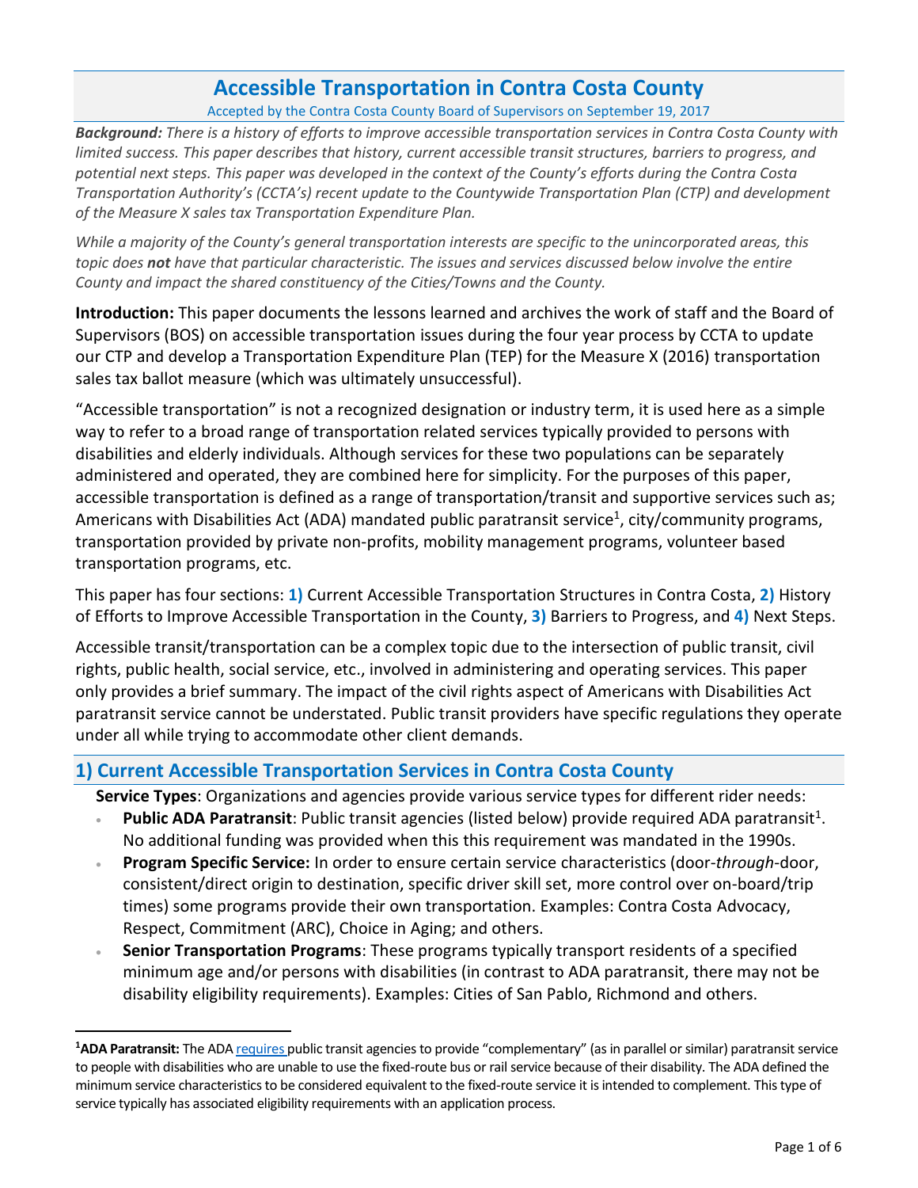# Accessible Transportation in Contra Costa County

Accepted by the Contra Costa County Board of Supervisors on September 19, 2017

***Background:*** *There is a history of efforts to improve accessible transportation services in Contra Costa County with limited success. This paper describes that history, current accessible transit structures, barriers to progress, and potential next steps. This paper was developed in the context of the County's efforts during the Contra Costa Transportation Authority's (CCTA's) recent update to the Countywide Transportation Plan (CTP) and development of the Measure X sales tax Transportation Expenditure Plan.*

*While a majority of the County's general transportation interests are specific to the unincorporated areas, this topic does **not** have that particular characteristic. The issues and services discussed below involve the entire County and impact the shared constituency of the Cities/Towns and the County.*

**Introduction:** This paper documents the lessons learned and archives the work of staff and the Board of Supervisors (BOS) on accessible transportation issues during the four year process by CCTA to update our CTP and develop a Transportation Expenditure Plan (TEP) for the Measure X (2016) transportation sales tax ballot measure (which was ultimately unsuccessful).

"Accessible transportation" is not a recognized designation or industry term, it is used here as a simple way to refer to a broad range of transportation related services typically provided to persons with disabilities and elderly individuals. Although services for these two populations can be separately administered and operated, they are combined here for simplicity. For the purposes of this paper, accessible transportation is defined as a range of transportation/transit and supportive services such as; Americans with Disabilities Act (ADA) mandated public paratransit service[1], city/community programs, transportation provided by private non-profits, mobility management programs, volunteer based transportation programs, etc.

This paper has four sections: **1)** Current Accessible Transportation Structures in Contra Costa, **2)** History of Efforts to Improve Accessible Transportation in the County, **3)** Barriers to Progress, and **4)** Next Steps.

Accessible transit/transportation can be a complex topic due to the intersection of public transit, civil rights, public health, social service, etc., involved in administering and operating services. This paper only provides a brief summary. The impact of the civil rights aspect of Americans with Disabilities Act paratransit service cannot be understated. Public transit providers have specific regulations they operate under all while trying to accommodate other client demands.

## 1) Current Accessible Transportation Services in Contra Costa County

**Service Types**: Organizations and agencies provide various service types for different rider needs:

- **Public ADA Paratransit**: Public transit agencies (listed below) provide required ADA paratransit[1]. No additional funding was provided when this this requirement was mandated in the 1990s.
- **Program Specific Service:** In order to ensure certain service characteristics (door-*through*-door, consistent/direct origin to destination, specific driver skill set, more control over on-board/trip times) some programs provide their own transportation. Examples: Contra Costa Advocacy, Respect, Commitment (ARC), Choice in Aging; and others.
- **Senior Transportation Programs**: These programs typically transport residents of a specified minimum age and/or persons with disabilities (in contrast to ADA paratransit, there may not be disability eligibility requirements). Examples: Cities of San Pablo, Richmond and others.

[1]**ADA Paratransit:** The ADA requires public transit agencies to provide "complementary" (as in parallel or similar) paratransit service to people with disabilities who are unable to use the fixed-route bus or rail service because of their disability. The ADA defined the minimum service characteristics to be considered equivalent to the fixed-route service it is intended to complement. This type of service typically has associated eligibility requirements with an application process.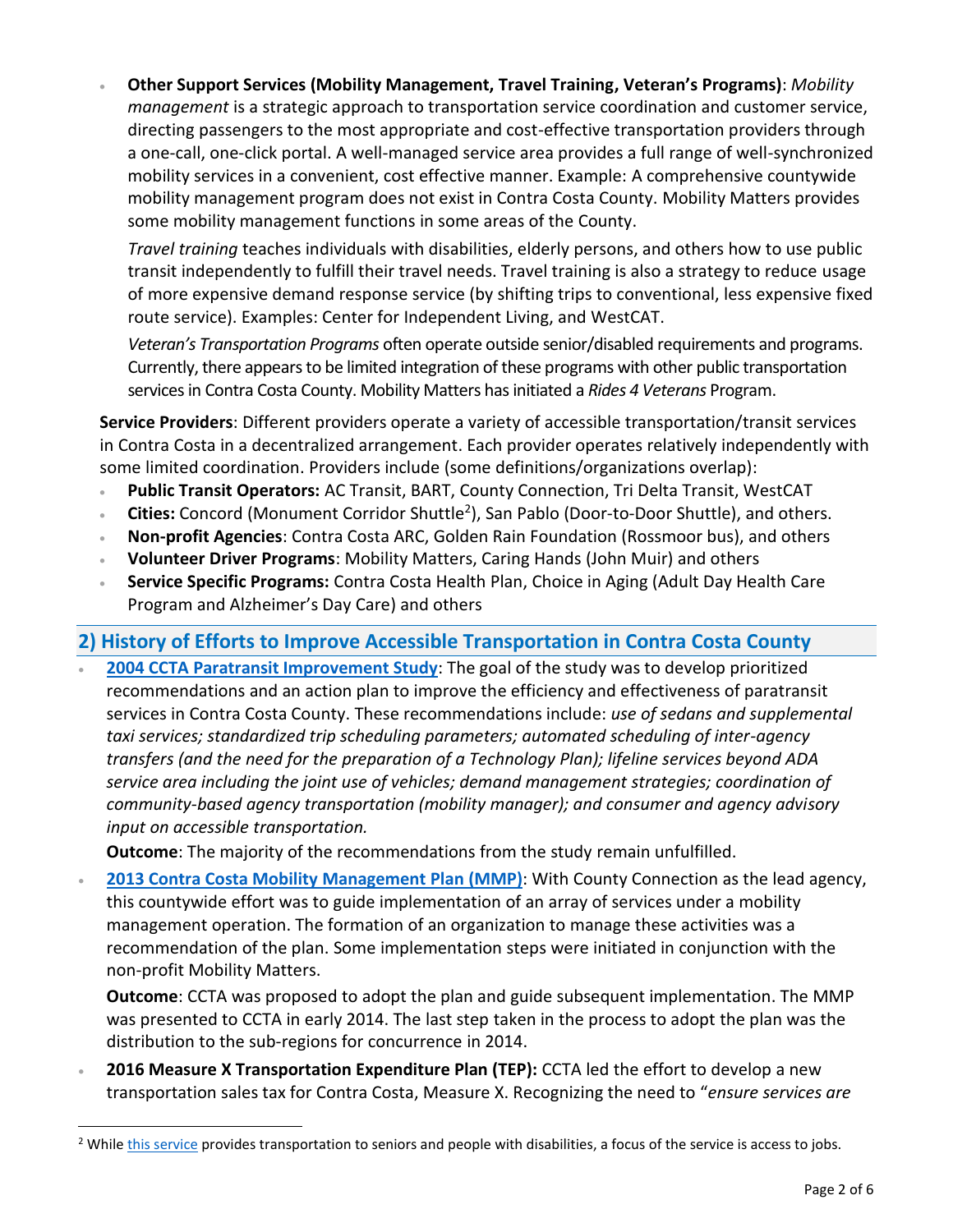- **Other Support Services (Mobility Management, Travel Training, Veteran's Programs)**: *Mobility management* is a strategic approach to transportation service coordination and customer service, directing passengers to the most appropriate and cost-effective transportation providers through a one-call, one-click portal. A well-managed service area provides a full range of well-synchronized mobility services in a convenient, cost effective manner. Example: A comprehensive countywide mobility management program does not exist in Contra Costa County. Mobility Matters provides some mobility management functions in some areas of the County.

  *Travel training* teaches individuals with disabilities, elderly persons, and others how to use public transit independently to fulfill their travel needs. Travel training is also a strategy to reduce usage of more expensive demand response service (by shifting trips to conventional, less expensive fixed route service). Examples: Center for Independent Living, and WestCAT.

  *Veteran's Transportation Programs* often operate outside senior/disabled requirements and programs. Currently, there appears to be limited integration of these programs with other public transportation services in Contra Costa County. Mobility Matters has initiated a *Rides 4 Veterans* Program.

**Service Providers**: Different providers operate a variety of accessible transportation/transit services in Contra Costa in a decentralized arrangement. Each provider operates relatively independently with some limited coordination. Providers include (some definitions/organizations overlap):

- **Public Transit Operators:** AC Transit, BART, County Connection, Tri Delta Transit, WestCAT
- **Cities:** Concord (Monument Corridor Shuttle[2]), San Pablo (Door-to-Door Shuttle), and others.
- **Non-profit Agencies**: Contra Costa ARC, Golden Rain Foundation (Rossmoor bus), and others
- **Volunteer Driver Programs**: Mobility Matters, Caring Hands (John Muir) and others
- **Service Specific Programs:** Contra Costa Health Plan, Choice in Aging (Adult Day Health Care Program and Alzheimer's Day Care) and others

## 2) History of Efforts to Improve Accessible Transportation in Contra Costa County

- **2004 CCTA Paratransit Improvement Study**: The goal of the study was to develop prioritized recommendations and an action plan to improve the efficiency and effectiveness of paratransit services in Contra Costa County. These recommendations include: *use of sedans and supplemental taxi services; standardized trip scheduling parameters; automated scheduling of inter-agency transfers (and the need for the preparation of a Technology Plan); lifeline services beyond ADA service area including the joint use of vehicles; demand management strategies; coordination of community-based agency transportation (mobility manager); and consumer and agency advisory input on accessible transportation.*

  **Outcome**: The majority of the recommendations from the study remain unfulfilled.

- **2013 Contra Costa Mobility Management Plan (MMP)**: With County Connection as the lead agency, this countywide effort was to guide implementation of an array of services under a mobility management operation. The formation of an organization to manage these activities was a recommendation of the plan. Some implementation steps were initiated in conjunction with the non-profit Mobility Matters.

  **Outcome**: CCTA was proposed to adopt the plan and guide subsequent implementation. The MMP was presented to CCTA in early 2014. The last step taken in the process to adopt the plan was the distribution to the sub-regions for concurrence in 2014.

- **2016 Measure X Transportation Expenditure Plan (TEP):** CCTA led the effort to develop a new transportation sales tax for Contra Costa, Measure X. Recognizing the need to "*ensure services are*

[2] While this service provides transportation to seniors and people with disabilities, a focus of the service is access to jobs.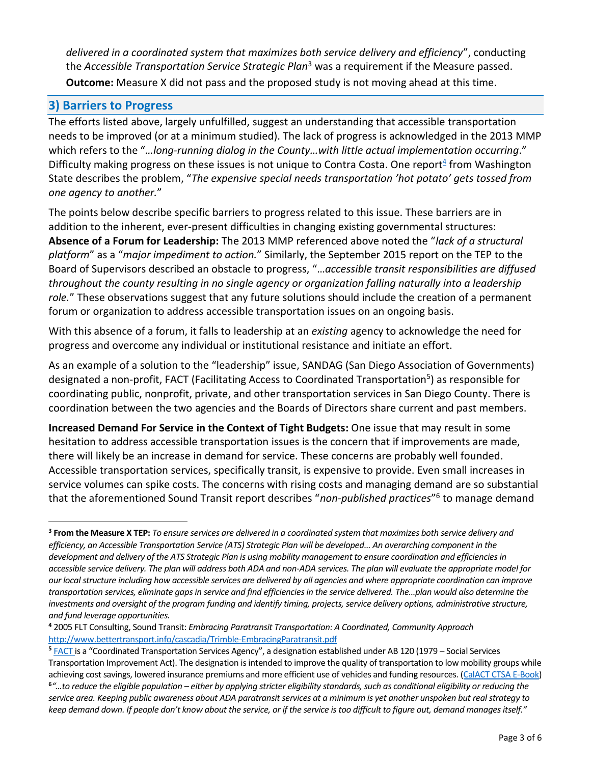*delivered in a coordinated system that maximizes both service delivery and efficiency*", conducting the *Accessible Transportation Service Strategic Plan*[3] was a requirement if the Measure passed.

**Outcome:** Measure X did not pass and the proposed study is not moving ahead at this time.

## 3) Barriers to Progress

The efforts listed above, largely unfulfilled, suggest an understanding that accessible transportation needs to be improved (or at a minimum studied). The lack of progress is acknowledged in the 2013 MMP which refers to the "*…long-running dialog in the County…with little actual implementation occurring*." Difficulty making progress on these issues is not unique to Contra Costa. One report[4] from Washington State describes the problem, "*The expensive special needs transportation 'hot potato' gets tossed from one agency to another.*"

The points below describe specific barriers to progress related to this issue. These barriers are in addition to the inherent, ever-present difficulties in changing existing governmental structures:

**Absence of a Forum for Leadership:** The 2013 MMP referenced above noted the "*lack of a structural platform*" as a "*major impediment to action.*" Similarly, the September 2015 report on the TEP to the Board of Supervisors described an obstacle to progress, "*…accessible transit responsibilities are diffused throughout the county resulting in no single agency or organization falling naturally into a leadership role.*" These observations suggest that any future solutions should include the creation of a permanent forum or organization to address accessible transportation issues on an ongoing basis.

With this absence of a forum, it falls to leadership at an *existing* agency to acknowledge the need for progress and overcome any individual or institutional resistance and initiate an effort.

As an example of a solution to the "leadership" issue, SANDAG (San Diego Association of Governments) designated a non-profit, FACT (Facilitating Access to Coordinated Transportation[5]) as responsible for coordinating public, nonprofit, private, and other transportation services in San Diego County. There is coordination between the two agencies and the Boards of Directors share current and past members.

**Increased Demand For Service in the Context of Tight Budgets:** One issue that may result in some hesitation to address accessible transportation issues is the concern that if improvements are made, there will likely be an increase in demand for service. These concerns are probably well founded. Accessible transportation services, specifically transit, is expensive to provide. Even small increases in service volumes can spike costs. The concerns with rising costs and managing demand are so substantial that the aforementioned Sound Transit report describes "*non-published practices*"[6] to manage demand

---

[3] **From the Measure X TEP:** *To ensure services are delivered in a coordinated system that maximizes both service delivery and efficiency, an Accessible Transportation Service (ATS) Strategic Plan will be developed… An overarching component in the development and delivery of the ATS Strategic Plan is using mobility management to ensure coordination and efficiencies in accessible service delivery. The plan will address both ADA and non-ADA services. The plan will evaluate the appropriate model for our local structure including how accessible services are delivered by all agencies and where appropriate coordination can improve transportation services, eliminate gaps in service and find efficiencies in the service delivered. The…plan would also determine the investments and oversight of the program funding and identify timing, projects, service delivery options, administrative structure, and fund leverage opportunities.*

[4] 2005 FLT Consulting, Sound Transit: *Embracing Paratransit Transportation: A Coordinated, Community Approach* http://www.bettertransport.info/cascadia/Trimble-EmbracingParatransit.pdf

[5] FACT is a "Coordinated Transportation Services Agency", a designation established under AB 120 (1979 – Social Services Transportation Improvement Act). The designation is intended to improve the quality of transportation to low mobility groups while achieving cost savings, lowered insurance premiums and more efficient use of vehicles and funding resources. (CalACT CTSA E-Book)

[6] *"…to reduce the eligible population – either by applying stricter eligibility standards, such as conditional eligibility or reducing the service area. Keeping public awareness about ADA paratransit services at a minimum is yet another unspoken but real strategy to keep demand down. If people don't know about the service, or if the service is too difficult to figure out, demand manages itself."*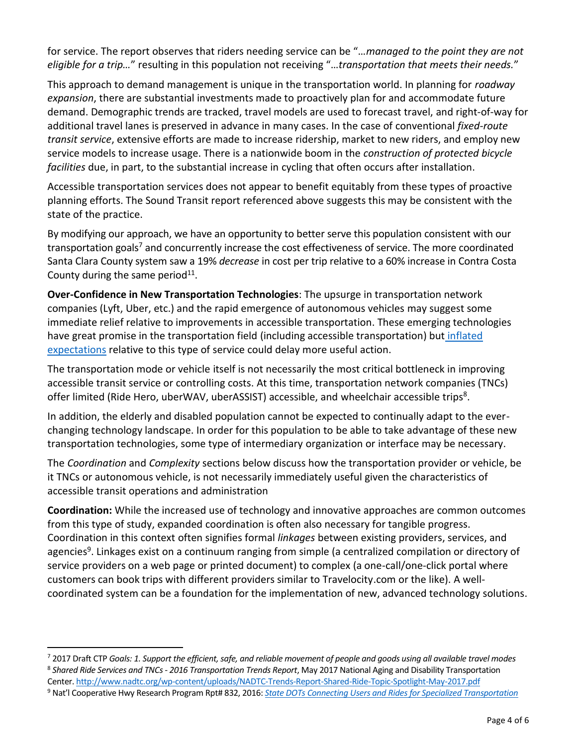for service. The report observes that riders needing service can be "…*managed to the point they are not eligible for a trip…*" resulting in this population not receiving "…*transportation that meets their needs.*"

This approach to demand management is unique in the transportation world. In planning for *roadway expansion*, there are substantial investments made to proactively plan for and accommodate future demand. Demographic trends are tracked, travel models are used to forecast travel, and right-of-way for additional travel lanes is preserved in advance in many cases. In the case of conventional *fixed-route transit service*, extensive efforts are made to increase ridership, market to new riders, and employ new service models to increase usage. There is a nationwide boom in the *construction of protected bicycle facilities* due, in part, to the substantial increase in cycling that often occurs after installation.

Accessible transportation services does not appear to benefit equitably from these types of proactive planning efforts. The Sound Transit report referenced above suggests this may be consistent with the state of the practice.

By modifying our approach, we have an opportunity to better serve this population consistent with our transportation goals[7] and concurrently increase the cost effectiveness of service. The more coordinated Santa Clara County system saw a 19% *decrease* in cost per trip relative to a 60% increase in Contra Costa County during the same period[11].

**Over-Confidence in New Transportation Technologies**: The upsurge in transportation network companies (Lyft, Uber, etc.) and the rapid emergence of autonomous vehicles may suggest some immediate relief relative to improvements in accessible transportation. These emerging technologies have great promise in the transportation field (including accessible transportation) but inflated expectations relative to this type of service could delay more useful action.

The transportation mode or vehicle itself is not necessarily the most critical bottleneck in improving accessible transit service or controlling costs. At this time, transportation network companies (TNCs) offer limited (Ride Hero, uberWAV, uberASSIST) accessible, and wheelchair accessible trips[8].

In addition, the elderly and disabled population cannot be expected to continually adapt to the ever-changing technology landscape. In order for this population to be able to take advantage of these new transportation technologies, some type of intermediary organization or interface may be necessary.

The *Coordination* and *Complexity* sections below discuss how the transportation provider or vehicle, be it TNCs or autonomous vehicle, is not necessarily immediately useful given the characteristics of accessible transit operations and administration

**Coordination:** While the increased use of technology and innovative approaches are common outcomes from this type of study, expanded coordination is often also necessary for tangible progress. Coordination in this context often signifies formal *linkages* between existing providers, services, and agencies[9]. Linkages exist on a continuum ranging from simple (a centralized compilation or directory of service providers on a web page or printed document) to complex (a one-call/one-click portal where customers can book trips with different providers similar to Travelocity.com or the like). A well-coordinated system can be a foundation for the implementation of new, advanced technology solutions.

---

[7] 2017 Draft CTP *Goals: 1. Support the efficient, safe, and reliable movement of people and goods using all available travel modes*

[8] *Shared Ride Services and TNCs - 2016 Transportation Trends Report*, May 2017 National Aging and Disability Transportation Center. http://www.nadtc.org/wp-content/uploads/NADTC-Trends-Report-Shared-Ride-Topic-Spotlight-May-2017.pdf

[9] Nat'l Cooperative Hwy Research Program Rpt# 832, 2016: *State DOTs Connecting Users and Rides for Specialized Transportation*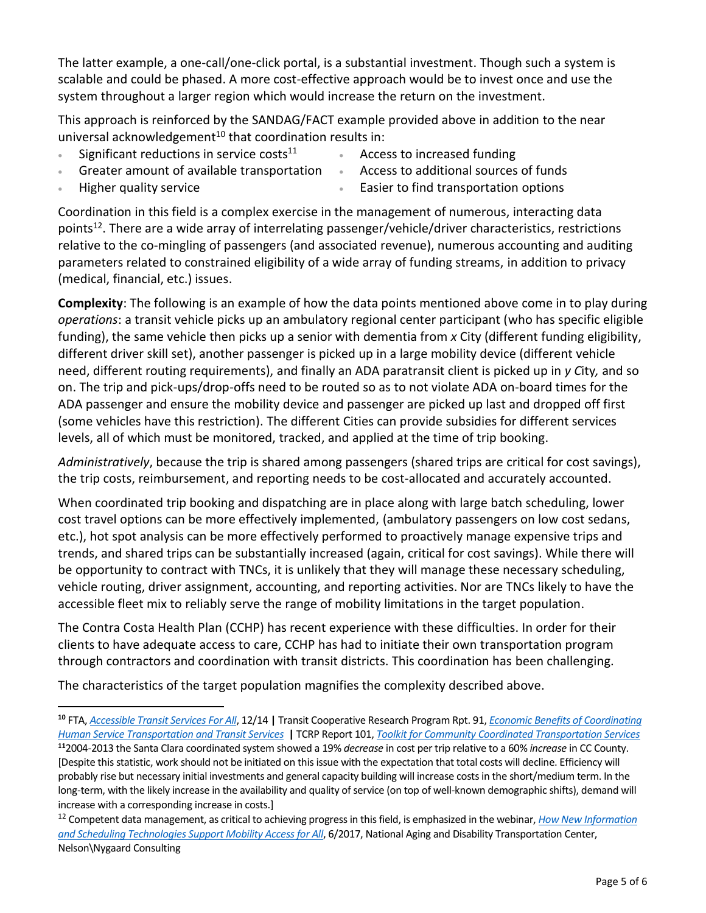The latter example, a one-call/one-click portal, is a substantial investment. Though such a system is scalable and could be phased. A more cost-effective approach would be to invest once and use the system throughout a larger region which would increase the return on the investment.

This approach is reinforced by the SANDAG/FACT example provided above in addition to the near universal acknowledgement[10] that coordination results in:

- Significant reductions in service costs[11]
- Greater amount of available transportation
- Higher quality service
- Access to increased funding
- Access to additional sources of funds
- Easier to find transportation options

Coordination in this field is a complex exercise in the management of numerous, interacting data points[12]. There are a wide array of interrelating passenger/vehicle/driver characteristics, restrictions relative to the co-mingling of passengers (and associated revenue), numerous accounting and auditing parameters related to constrained eligibility of a wide array of funding streams, in addition to privacy (medical, financial, etc.) issues.

**Complexity**: The following is an example of how the data points mentioned above come in to play during *operations*: a transit vehicle picks up an ambulatory regional center participant (who has specific eligible funding), the same vehicle then picks up a senior with dementia from *x* City (different funding eligibility, different driver skill set), another passenger is picked up in a large mobility device (different vehicle need, different routing requirements), and finally an ADA paratransit client is picked up in *y City,* and so on. The trip and pick-ups/drop-offs need to be routed so as to not violate ADA on-board times for the ADA passenger and ensure the mobility device and passenger are picked up last and dropped off first (some vehicles have this restriction). The different Cities can provide subsidies for different services levels, all of which must be monitored, tracked, and applied at the time of trip booking.

*Administratively*, because the trip is shared among passengers (shared trips are critical for cost savings), the trip costs, reimbursement, and reporting needs to be cost-allocated and accurately accounted.

When coordinated trip booking and dispatching are in place along with large batch scheduling, lower cost travel options can be more effectively implemented, (ambulatory passengers on low cost sedans, etc.), hot spot analysis can be more effectively performed to proactively manage expensive trips and trends, and shared trips can be substantially increased (again, critical for cost savings). While there will be opportunity to contract with TNCs, it is unlikely that they will manage these necessary scheduling, vehicle routing, driver assignment, accounting, and reporting activities. Nor are TNCs likely to have the accessible fleet mix to reliably serve the range of mobility limitations in the target population.

The Contra Costa Health Plan (CCHP) has recent experience with these difficulties. In order for their clients to have adequate access to care, CCHP has had to initiate their own transportation program through contractors and coordination with transit districts. This coordination has been challenging.

The characteristics of the target population magnifies the complexity described above.

---

[10] FTA, *Accessible Transit Services For All*, 12/14 | Transit Cooperative Research Program Rpt. 91, *Economic Benefits of Coordinating Human Service Transportation and Transit Services* | TCRP Report 101, *Toolkit for Community Coordinated Transportation Services*

[11] 2004-2013 the Santa Clara coordinated system showed a 19% *decrease* in cost per trip relative to a 60% *increase* in CC County. [Despite this statistic, work should not be initiated on this issue with the expectation that total costs will decline. Efficiency will probably rise but necessary initial investments and general capacity building will increase costs in the short/medium term. In the long-term, with the likely increase in the availability and quality of service (on top of well-known demographic shifts), demand will increase with a corresponding increase in costs.]

[12] Competent data management, as critical to achieving progress in this field, is emphasized in the webinar, *How New Information and Scheduling Technologies Support Mobility Access for All*, 6/2017, National Aging and Disability Transportation Center, Nelson\Nygaard Consulting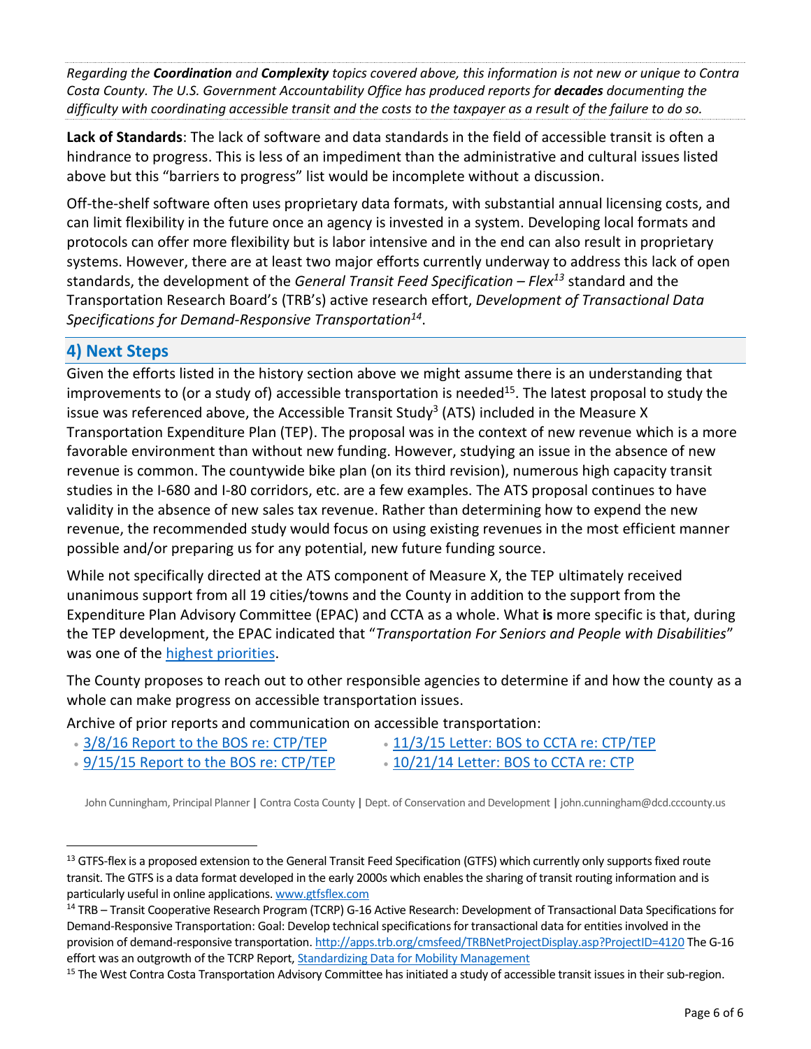*Regarding the **Coordination** and **Complexity** topics covered above, this information is not new or unique to Contra Costa County. The U.S. Government Accountability Office has produced reports for **decades** documenting the difficulty with coordinating accessible transit and the costs to the taxpayer as a result of the failure to do so.*

**Lack of Standards**: The lack of software and data standards in the field of accessible transit is often a hindrance to progress. This is less of an impediment than the administrative and cultural issues listed above but this "barriers to progress" list would be incomplete without a discussion.

Off-the-shelf software often uses proprietary data formats, with substantial annual licensing costs, and can limit flexibility in the future once an agency is invested in a system. Developing local formats and protocols can offer more flexibility but is labor intensive and in the end can also result in proprietary systems. However, there are at least two major efforts currently underway to address this lack of open standards, the development of the *General Transit Feed Specification – Flex*[13] standard and the Transportation Research Board's (TRB's) active research effort, *Development of Transactional Data Specifications for Demand-Responsive Transportation*[14].

## 4) Next Steps

Given the efforts listed in the history section above we might assume there is an understanding that improvements to (or a study of) accessible transportation is needed[15]. The latest proposal to study the issue was referenced above, the Accessible Transit Study[3] (ATS) included in the Measure X Transportation Expenditure Plan (TEP). The proposal was in the context of new revenue which is a more favorable environment than without new funding. However, studying an issue in the absence of new revenue is common. The countywide bike plan (on its third revision), numerous high capacity transit studies in the I-680 and I-80 corridors, etc. are a few examples. The ATS proposal continues to have validity in the absence of new sales tax revenue. Rather than determining how to expend the new revenue, the recommended study would focus on using existing revenues in the most efficient manner possible and/or preparing us for any potential, new future funding source.

While not specifically directed at the ATS component of Measure X, the TEP ultimately received unanimous support from all 19 cities/towns and the County in addition to the support from the Expenditure Plan Advisory Committee (EPAC) and CCTA as a whole. What **is** more specific is that, during the TEP development, the EPAC indicated that "*Transportation For Seniors and People with Disabilities*" was one of the highest priorities.

The County proposes to reach out to other responsible agencies to determine if and how the county as a whole can make progress on accessible transportation issues.

Archive of prior reports and communication on accessible transportation:

- 3/8/16 Report to the BOS re: CTP/TEP
- 9/15/15 Report to the BOS re: CTP/TEP
- 11/3/15 Letter: BOS to CCTA re: CTP/TEP
- 10/21/14 Letter: BOS to CCTA re: CTP

John Cunningham, Principal Planner | Contra Costa County | Dept. of Conservation and Development | john.cunningham@dcd.cccounty.us

---

[13] GTFS-flex is a proposed extension to the General Transit Feed Specification (GTFS) which currently only supports fixed route transit. The GTFS is a data format developed in the early 2000s which enables the sharing of transit routing information and is particularly useful in online applications. www.gtfsflex.com

[14] TRB – Transit Cooperative Research Program (TCRP) G-16 Active Research: Development of Transactional Data Specifications for Demand-Responsive Transportation: Goal: Develop technical specifications for transactional data for entities involved in the provision of demand-responsive transportation. http://apps.trb.org/cmsfeed/TRBNetProjectDisplay.asp?ProjectID=4120 The G-16 effort was an outgrowth of the TCRP Report, Standardizing Data for Mobility Management

[15] The West Contra Costa Transportation Advisory Committee has initiated a study of accessible transit issues in their sub-region.